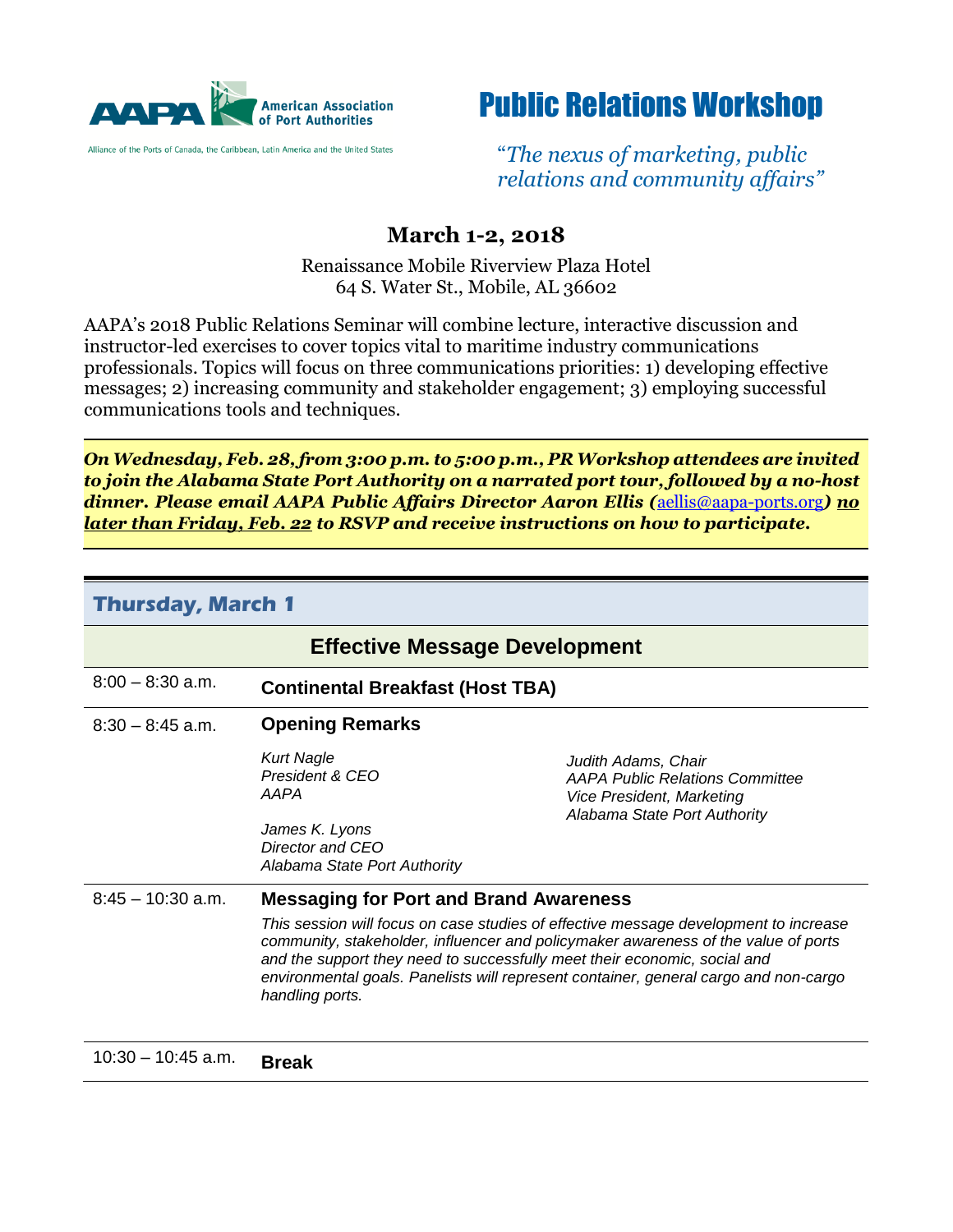AAPA American Association of Port Authorities

Alliance of the Ports of Canada, the Caribbean, Latin America and the United States

# Public Relations Workshop

*"The nexus of marketing, public relations and community affairs"*

## March 1-2, 2018

Renaissance Mobile Riverview Plaza Hotel
64 S. Water St., Mobile, AL 36602

AAPA's 2018 Public Relations Seminar will combine lecture, interactive discussion and instructor-led exercises to cover topics vital to maritime industry communications professionals. Topics will focus on three communications priorities: 1) developing effective messages; 2) increasing community and stakeholder engagement; 3) employing successful communications tools and techniques.

***On Wednesday, Feb. 28, from 3:00 p.m. to 5:00 p.m., PR Workshop attendees are invited to join the Alabama State Port Authority on a narrated port tour, followed by a no-host dinner. Please email AAPA Public Affairs Director Aaron Ellis (*** aellis@aapa-ports.org ***) <u>no later than Friday, Feb. 22</u> to RSVP and receive instructions on how to participate.***

## Thursday, March 1

### Effective Message Development

| | |
|---|---|
| 8:00 – 8:30 a.m. | **Continental Breakfast (Host TBA)** |
| 8:30 – 8:45 a.m. | **Opening Remarks**<br>*Kurt Nagle, President & CEO, AAPA*<br>*James K. Lyons, Director and CEO, Alabama State Port Authority*<br>*Judith Adams, Chair, AAPA Public Relations Committee, Vice President, Marketing, Alabama State Port Authority* |
| 8:45 – 10:30 a.m. | **Messaging for Port and Brand Awareness**<br>*This session will focus on case studies of effective message development to increase community, stakeholder, influencer and policymaker awareness of the value of ports and the support they need to successfully meet their economic, social and environmental goals. Panelists will represent container, general cargo and non-cargo handling ports.* |
| 10:30 – 10:45 a.m. | **Break** |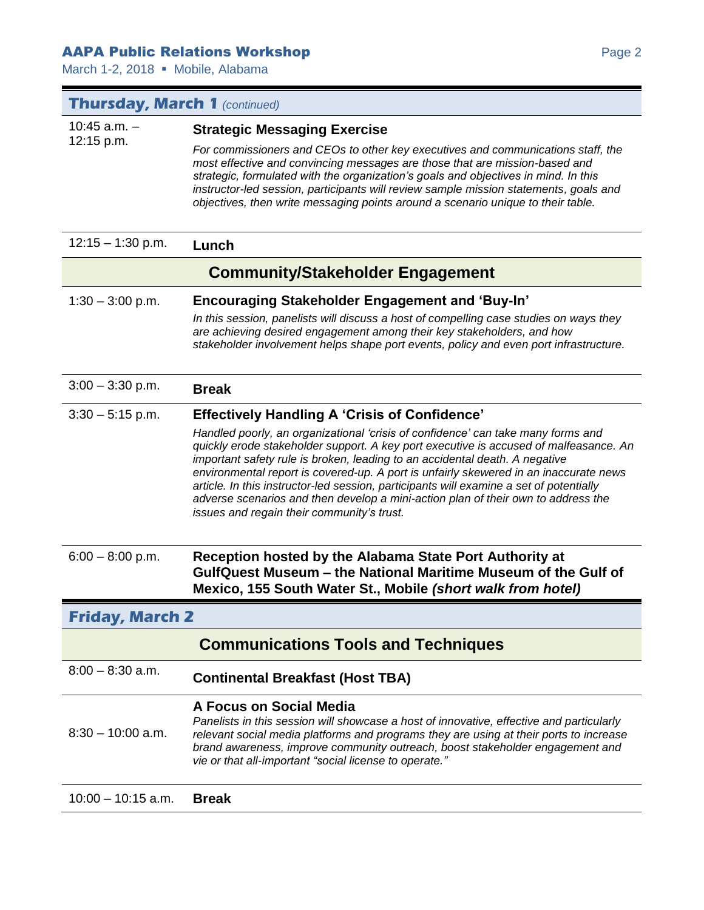## Thursday, March 1 *(continued)*

**10:45 a.m. – 12:15 p.m.** — **Strategic Messaging Exercise**

*For commissioners and CEOs to other key executives and communications staff, the most effective and convincing messages are those that are mission-based and strategic, formulated with the organization's goals and objectives in mind. In this instructor-led session, participants will review sample mission statements, goals and objectives, then write messaging points around a scenario unique to their table.*

**12:15 – 1:30 p.m.** — **Lunch**

### Community/Stakeholder Engagement

**1:30 – 3:00 p.m.** — **Encouraging Stakeholder Engagement and 'Buy-In'**

*In this session, panelists will discuss a host of compelling case studies on ways they are achieving desired engagement among their key stakeholders, and how stakeholder involvement helps shape port events, policy and even port infrastructure.*

**3:00 – 3:30 p.m.** — **Break**

**3:30 – 5:15 p.m.** — **Effectively Handling A 'Crisis of Confidence'**

*Handled poorly, an organizational 'crisis of confidence' can take many forms and quickly erode stakeholder support. A key port executive is accused of malfeasance. An important safety rule is broken, leading to an accidental death. A negative environmental report is covered-up. A port is unfairly skewered in an inaccurate news article. In this instructor-led session, participants will examine a set of potentially adverse scenarios and then develop a mini-action plan of their own to address the issues and regain their community's trust.*

**6:00 – 8:00 p.m.** — **Reception hosted by the Alabama State Port Authority at GulfQuest Museum – the National Maritime Museum of the Gulf of Mexico, 155 South Water St., Mobile *(short walk from hotel)***

## Friday, March 2

### Communications Tools and Techniques

**8:00 – 8:30 a.m.** — **Continental Breakfast (Host TBA)**

**8:30 – 10:00 a.m.** — **A Focus on Social Media**

*Panelists in this session will showcase a host of innovative, effective and particularly relevant social media platforms and programs they are using at their ports to increase brand awareness, improve community outreach, boost stakeholder engagement and vie or that all-important "social license to operate."*

**10:00 – 10:15 a.m.** — **Break**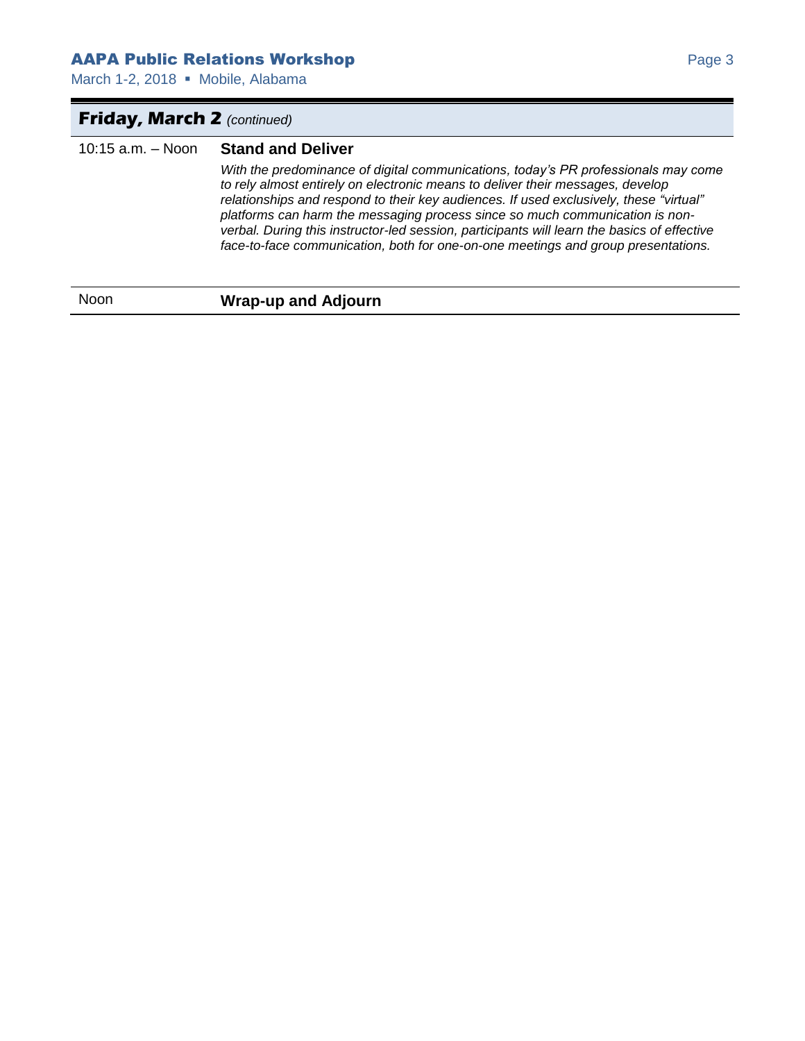## Friday, March 2 *(continued)*

| | |
|---|---|
| 10:15 a.m. – Noon | **Stand and Deliver**<br>*With the predominance of digital communications, today's PR professionals may come to rely almost entirely on electronic means to deliver their messages, develop relationships and respond to their key audiences. If used exclusively, these "virtual" platforms can harm the messaging process since so much communication is non-verbal. During this instructor-led session, participants will learn the basics of effective face-to-face communication, both for one-on-one meetings and group presentations.* |
| Noon | **Wrap-up and Adjourn** |